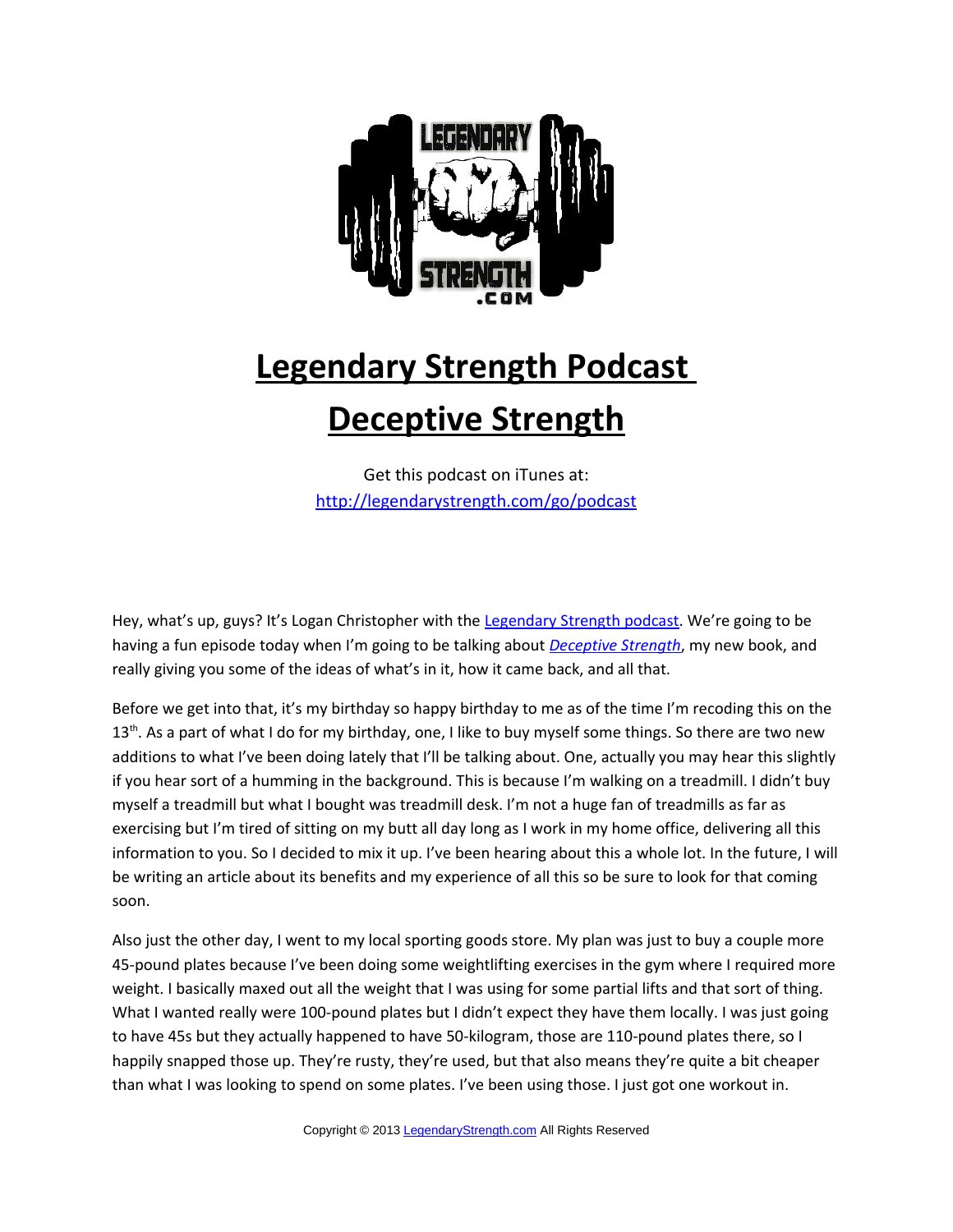# Legendary Strength Podcast

# Deceptive Strength

Get this podcast on iTunes at:
http://legendarystrength.com/go/podcast

Hey, what's up, guys? It's Logan Christopher with the Legendary Strength podcast. We're going to be having a fun episode today when I'm going to be talking about *Deceptive Strength*, my new book, and really giving you some of the ideas of what's in it, how it came back, and all that.

Before we get into that, it's my birthday so happy birthday to me as of the time I'm recoding this on the 13th. As a part of what I do for my birthday, one, I like to buy myself some things. So there are two new additions to what I've been doing lately that I'll be talking about. One, actually you may hear this slightly if you hear sort of a humming in the background. This is because I'm walking on a treadmill. I didn't buy myself a treadmill but what I bought was treadmill desk. I'm not a huge fan of treadmills as far as exercising but I'm tired of sitting on my butt all day long as I work in my home office, delivering all this information to you. So I decided to mix it up. I've been hearing about this a whole lot. In the future, I will be writing an article about its benefits and my experience of all this so be sure to look for that coming soon.

Also just the other day, I went to my local sporting goods store. My plan was just to buy a couple more 45-pound plates because I've been doing some weightlifting exercises in the gym where I required more weight. I basically maxed out all the weight that I was using for some partial lifts and that sort of thing. What I wanted really were 100-pound plates but I didn't expect they have them locally. I was just going to have 45s but they actually happened to have 50-kilogram, those are 110-pound plates there, so I happily snapped those up. They're rusty, they're used, but that also means they're quite a bit cheaper than what I was looking to spend on some plates. I've been using those. I just got one workout in.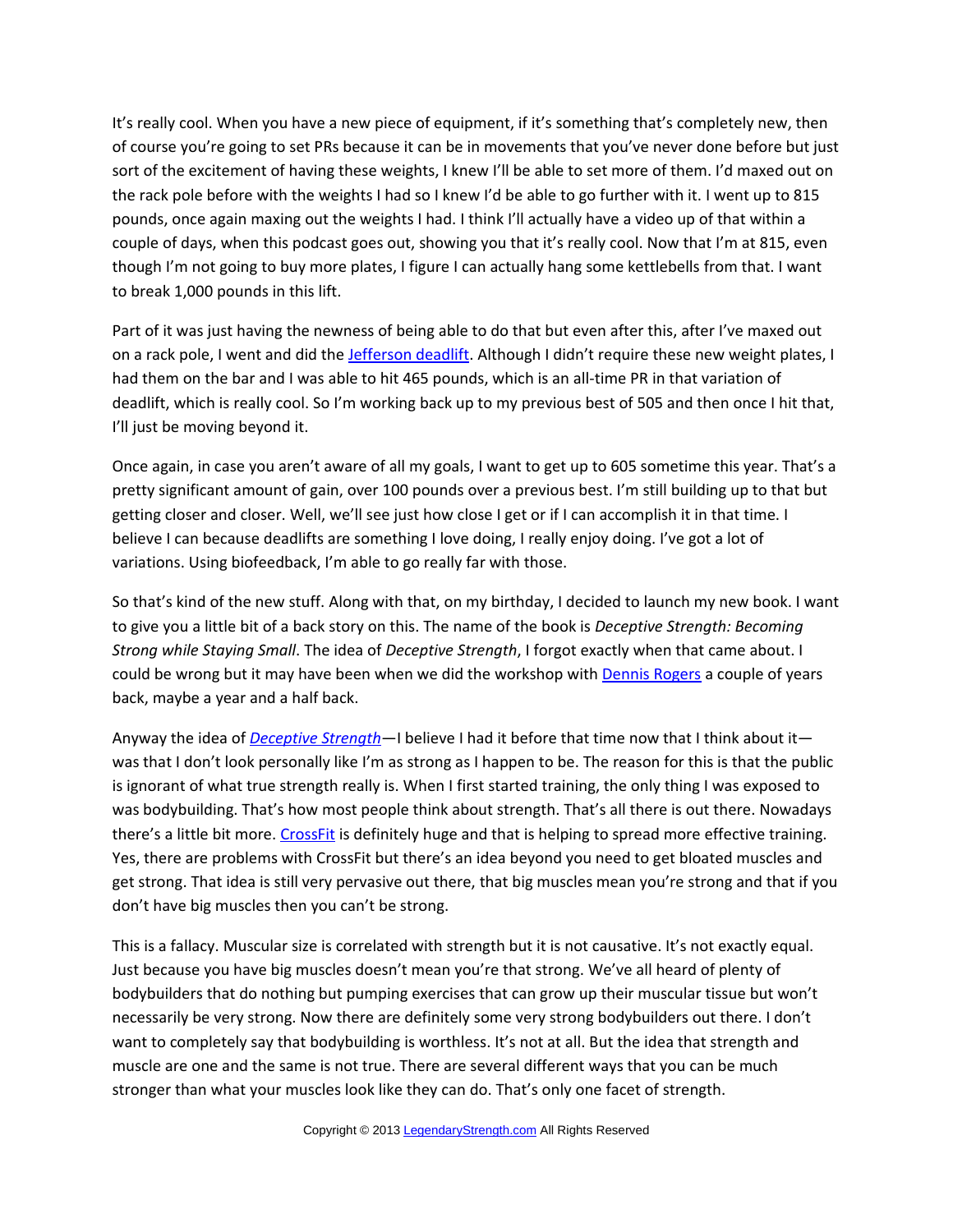It's really cool. When you have a new piece of equipment, if it's something that's completely new, then of course you're going to set PRs because it can be in movements that you've never done before but just sort of the excitement of having these weights, I knew I'll be able to set more of them. I'd maxed out on the rack pole before with the weights I had so I knew I'd be able to go further with it. I went up to 815 pounds, once again maxing out the weights I had. I think I'll actually have a video up of that within a couple of days, when this podcast goes out, showing you that it's really cool. Now that I'm at 815, even though I'm not going to buy more plates, I figure I can actually hang some kettlebells from that. I want to break 1,000 pounds in this lift.

Part of it was just having the newness of being able to do that but even after this, after I've maxed out on a rack pole, I went and did the Jefferson deadlift. Although I didn't require these new weight plates, I had them on the bar and I was able to hit 465 pounds, which is an all-time PR in that variation of deadlift, which is really cool. So I'm working back up to my previous best of 505 and then once I hit that, I'll just be moving beyond it.

Once again, in case you aren't aware of all my goals, I want to get up to 605 sometime this year. That's a pretty significant amount of gain, over 100 pounds over a previous best. I'm still building up to that but getting closer and closer. Well, we'll see just how close I get or if I can accomplish it in that time. I believe I can because deadlifts are something I love doing, I really enjoy doing. I've got a lot of variations. Using biofeedback, I'm able to go really far with those.

So that's kind of the new stuff. Along with that, on my birthday, I decided to launch my new book. I want to give you a little bit of a back story on this. The name of the book is *Deceptive Strength: Becoming Strong while Staying Small*. The idea of *Deceptive Strength*, I forgot exactly when that came about. I could be wrong but it may have been when we did the workshop with Dennis Rogers a couple of years back, maybe a year and a half back.

Anyway the idea of *Deceptive Strength*—I believe I had it before that time now that I think about it—was that I don't look personally like I'm as strong as I happen to be. The reason for this is that the public is ignorant of what true strength really is. When I first started training, the only thing I was exposed to was bodybuilding. That's how most people think about strength. That's all there is out there. Nowadays there's a little bit more. CrossFit is definitely huge and that is helping to spread more effective training. Yes, there are problems with CrossFit but there's an idea beyond you need to get bloated muscles and get strong. That idea is still very pervasive out there, that big muscles mean you're strong and that if you don't have big muscles then you can't be strong.

This is a fallacy. Muscular size is correlated with strength but it is not causative. It's not exactly equal. Just because you have big muscles doesn't mean you're that strong. We've all heard of plenty of bodybuilders that do nothing but pumping exercises that can grow up their muscular tissue but won't necessarily be very strong. Now there are definitely some very strong bodybuilders out there. I don't want to completely say that bodybuilding is worthless. It's not at all. But the idea that strength and muscle are one and the same is not true. There are several different ways that you can be much stronger than what your muscles look like they can do. That's only one facet of strength.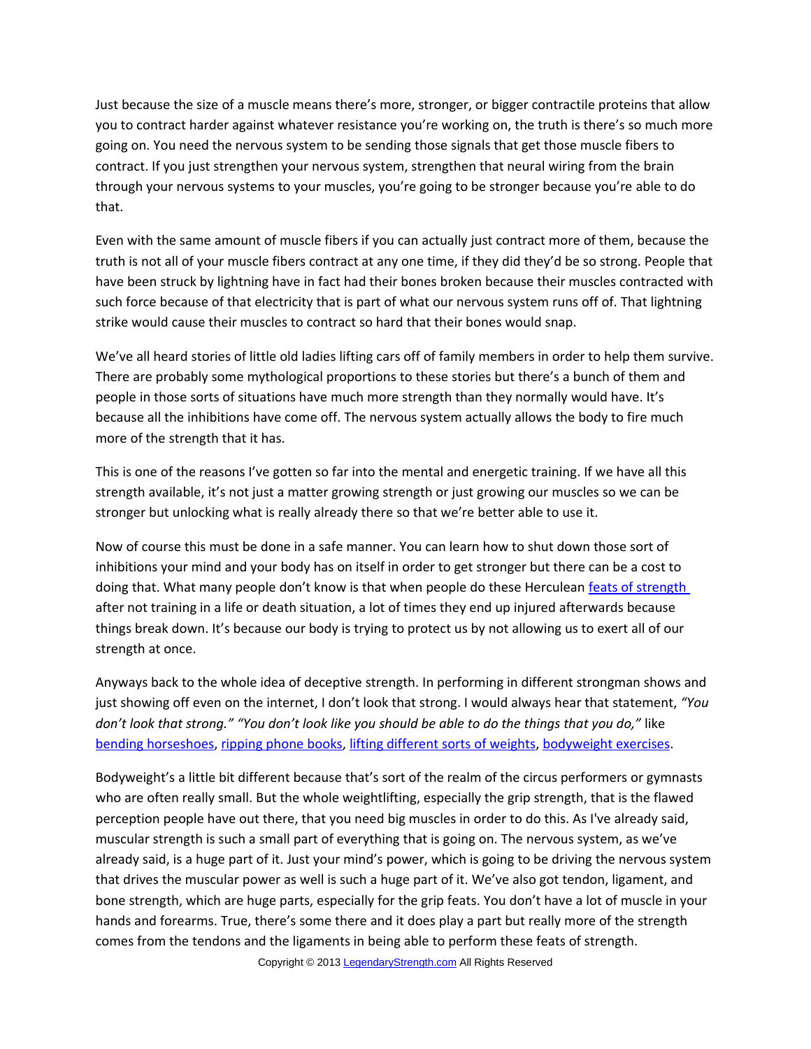Just because the size of a muscle means there's more, stronger, or bigger contractile proteins that allow you to contract harder against whatever resistance you're working on, the truth is there's so much more going on. You need the nervous system to be sending those signals that get those muscle fibers to contract. If you just strengthen your nervous system, strengthen that neural wiring from the brain through your nervous systems to your muscles, you're going to be stronger because you're able to do that.

Even with the same amount of muscle fibers if you can actually just contract more of them, because the truth is not all of your muscle fibers contract at any one time, if they did they'd be so strong. People that have been struck by lightning have in fact had their bones broken because their muscles contracted with such force because of that electricity that is part of what our nervous system runs off of. That lightning strike would cause their muscles to contract so hard that their bones would snap.

We've all heard stories of little old ladies lifting cars off of family members in order to help them survive. There are probably some mythological proportions to these stories but there's a bunch of them and people in those sorts of situations have much more strength than they normally would have. It's because all the inhibitions have come off. The nervous system actually allows the body to fire much more of the strength that it has.

This is one of the reasons I've gotten so far into the mental and energetic training. If we have all this strength available, it's not just a matter growing strength or just growing our muscles so we can be stronger but unlocking what is really already there so that we're better able to use it.

Now of course this must be done in a safe manner. You can learn how to shut down those sort of inhibitions your mind and your body has on itself in order to get stronger but there can be a cost to doing that. What many people don't know is that when people do these Herculean [feats of strength](#) after not training in a life or death situation, a lot of times they end up injured afterwards because things break down. It's because our body is trying to protect us by not allowing us to exert all of our strength at once.

Anyways back to the whole idea of deceptive strength. In performing in different strongman shows and just showing off even on the internet, I don't look that strong. I would always hear that statement, *"You don't look that strong." "You don't look like you should be able to do the things that you do,"* like [bending horseshoes](#), [ripping phone books](#), [lifting different sorts of weights](#), [bodyweight exercises](#).

Bodyweight's a little bit different because that's sort of the realm of the circus performers or gymnasts who are often really small. But the whole weightlifting, especially the grip strength, that is the flawed perception people have out there, that you need big muscles in order to do this. As I've already said, muscular strength is such a small part of everything that is going on. The nervous system, as we've already said, is a huge part of it. Just your mind's power, which is going to be driving the nervous system that drives the muscular power as well is such a huge part of it. We've also got tendon, ligament, and bone strength, which are huge parts, especially for the grip feats. You don't have a lot of muscle in your hands and forearms. True, there's some there and it does play a part but really more of the strength comes from the tendons and the ligaments in being able to perform these feats of strength.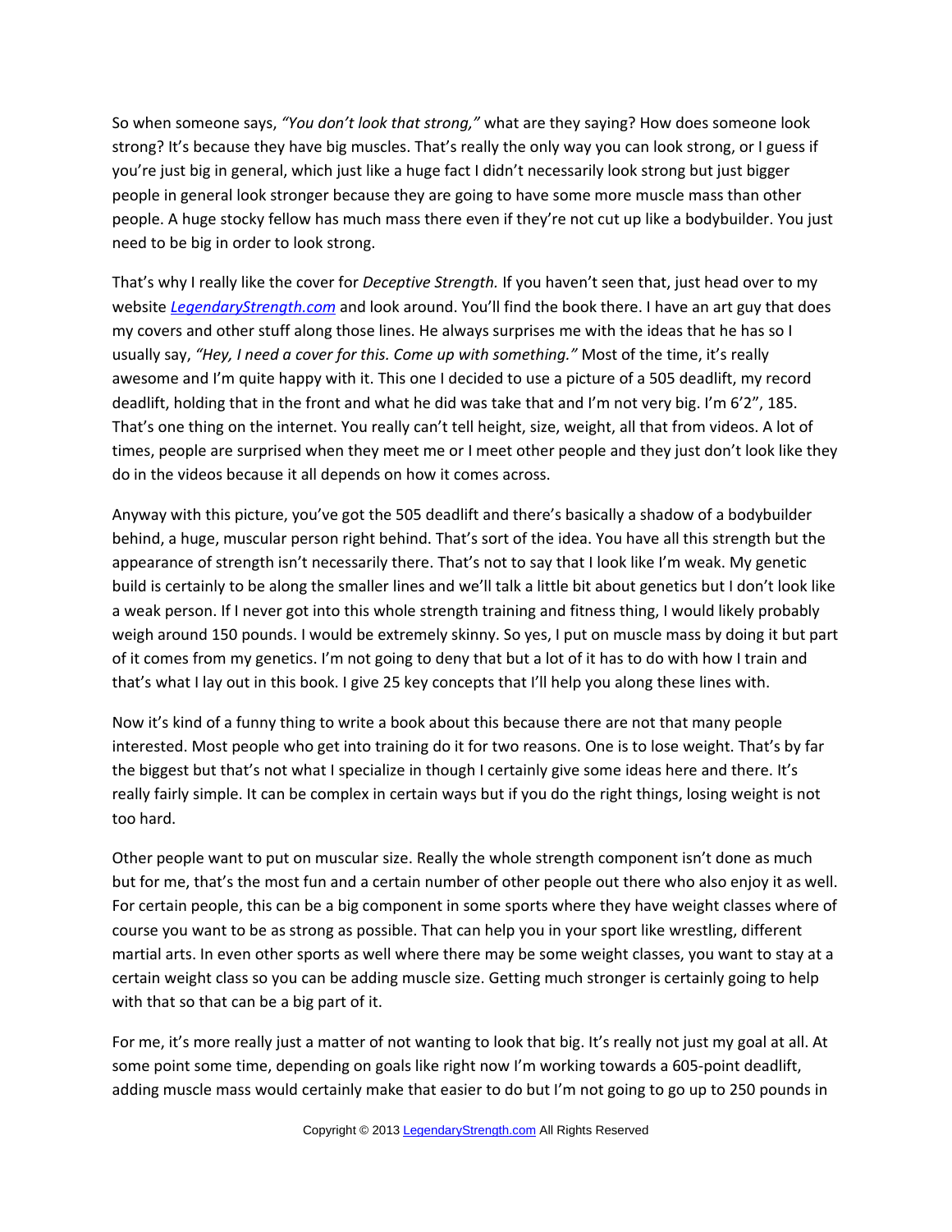So when someone says, *"You don't look that strong,"* what are they saying? How does someone look strong? It's because they have big muscles. That's really the only way you can look strong, or I guess if you're just big in general, which just like a huge fact I didn't necessarily look strong but just bigger people in general look stronger because they are going to have some more muscle mass than other people. A huge stocky fellow has much mass there even if they're not cut up like a bodybuilder. You just need to be big in order to look strong.

That's why I really like the cover for *Deceptive Strength.* If you haven't seen that, just head over to my website *LegendaryStrength.com* and look around. You'll find the book there. I have an art guy that does my covers and other stuff along those lines. He always surprises me with the ideas that he has so I usually say, *"Hey, I need a cover for this. Come up with something."* Most of the time, it's really awesome and I'm quite happy with it. This one I decided to use a picture of a 505 deadlift, my record deadlift, holding that in the front and what he did was take that and I'm not very big. I'm 6'2", 185. That's one thing on the internet. You really can't tell height, size, weight, all that from videos. A lot of times, people are surprised when they meet me or I meet other people and they just don't look like they do in the videos because it all depends on how it comes across.

Anyway with this picture, you've got the 505 deadlift and there's basically a shadow of a bodybuilder behind, a huge, muscular person right behind. That's sort of the idea. You have all this strength but the appearance of strength isn't necessarily there. That's not to say that I look like I'm weak. My genetic build is certainly to be along the smaller lines and we'll talk a little bit about genetics but I don't look like a weak person. If I never got into this whole strength training and fitness thing, I would likely probably weigh around 150 pounds. I would be extremely skinny. So yes, I put on muscle mass by doing it but part of it comes from my genetics. I'm not going to deny that but a lot of it has to do with how I train and that's what I lay out in this book. I give 25 key concepts that I'll help you along these lines with.

Now it's kind of a funny thing to write a book about this because there are not that many people interested. Most people who get into training do it for two reasons. One is to lose weight. That's by far the biggest but that's not what I specialize in though I certainly give some ideas here and there. It's really fairly simple. It can be complex in certain ways but if you do the right things, losing weight is not too hard.

Other people want to put on muscular size. Really the whole strength component isn't done as much but for me, that's the most fun and a certain number of other people out there who also enjoy it as well. For certain people, this can be a big component in some sports where they have weight classes where of course you want to be as strong as possible. That can help you in your sport like wrestling, different martial arts. In even other sports as well where there may be some weight classes, you want to stay at a certain weight class so you can be adding muscle size. Getting much stronger is certainly going to help with that so that can be a big part of it.

For me, it's more really just a matter of not wanting to look that big. It's really not just my goal at all. At some point some time, depending on goals like right now I'm working towards a 605-point deadlift, adding muscle mass would certainly make that easier to do but I'm not going to go up to 250 pounds in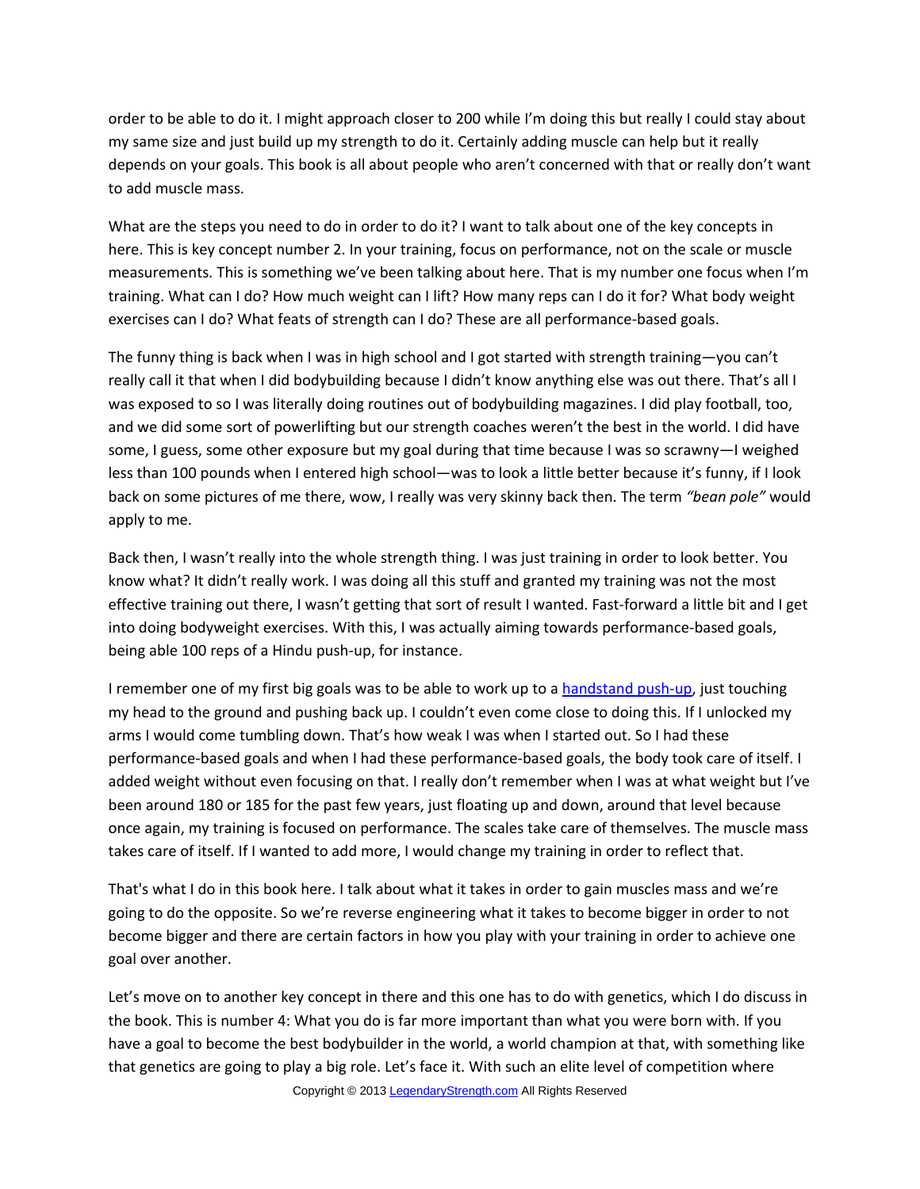order to be able to do it. I might approach closer to 200 while I'm doing this but really I could stay about my same size and just build up my strength to do it. Certainly adding muscle can help but it really depends on your goals. This book is all about people who aren't concerned with that or really don't want to add muscle mass.

What are the steps you need to do in order to do it? I want to talk about one of the key concepts in here. This is key concept number 2. In your training, focus on performance, not on the scale or muscle measurements. This is something we've been talking about here. That is my number one focus when I'm training. What can I do? How much weight can I lift? How many reps can I do it for? What body weight exercises can I do? What feats of strength can I do? These are all performance-based goals.

The funny thing is back when I was in high school and I got started with strength training—you can't really call it that when I did bodybuilding because I didn't know anything else was out there. That's all I was exposed to so I was literally doing routines out of bodybuilding magazines. I did play football, too, and we did some sort of powerlifting but our strength coaches weren't the best in the world. I did have some, I guess, some other exposure but my goal during that time because I was so scrawny—I weighed less than 100 pounds when I entered high school—was to look a little better because it's funny, if I look back on some pictures of me there, wow, I really was very skinny back then. The term *"bean pole"* would apply to me.

Back then, I wasn't really into the whole strength thing. I was just training in order to look better. You know what? It didn't really work. I was doing all this stuff and granted my training was not the most effective training out there, I wasn't getting that sort of result I wanted. Fast-forward a little bit and I get into doing bodyweight exercises. With this, I was actually aiming towards performance-based goals, being able 100 reps of a Hindu push-up, for instance.

I remember one of my first big goals was to be able to work up to a [handstand push-up](), just touching my head to the ground and pushing back up. I couldn't even come close to doing this. If I unlocked my arms I would come tumbling down. That's how weak I was when I started out. So I had these performance-based goals and when I had these performance-based goals, the body took care of itself. I added weight without even focusing on that. I really don't remember when I was at what weight but I've been around 180 or 185 for the past few years, just floating up and down, around that level because once again, my training is focused on performance. The scales take care of themselves. The muscle mass takes care of itself. If I wanted to add more, I would change my training in order to reflect that.

That's what I do in this book here. I talk about what it takes in order to gain muscles mass and we're going to do the opposite. So we're reverse engineering what it takes to become bigger in order to not become bigger and there are certain factors in how you play with your training in order to achieve one goal over another.

Let's move on to another key concept in there and this one has to do with genetics, which I do discuss in the book. This is number 4: What you do is far more important than what you were born with. If you have a goal to become the best bodybuilder in the world, a world champion at that, with something like that genetics are going to play a big role. Let's face it. With such an elite level of competition where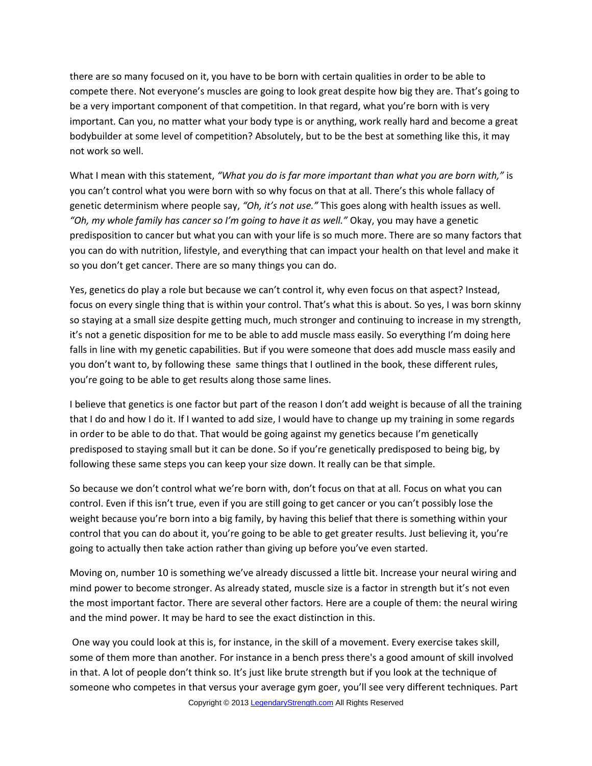there are so many focused on it, you have to be born with certain qualities in order to be able to compete there. Not everyone's muscles are going to look great despite how big they are. That's going to be a very important component of that competition. In that regard, what you're born with is very important. Can you, no matter what your body type is or anything, work really hard and become a great bodybuilder at some level of competition? Absolutely, but to be the best at something like this, it may not work so well.

What I mean with this statement, *"What you do is far more important than what you are born with,"* is you can't control what you were born with so why focus on that at all. There's this whole fallacy of genetic determinism where people say, *"Oh, it's not use."* This goes along with health issues as well. *"Oh, my whole family has cancer so I'm going to have it as well."* Okay, you may have a genetic predisposition to cancer but what you can with your life is so much more. There are so many factors that you can do with nutrition, lifestyle, and everything that can impact your health on that level and make it so you don't get cancer. There are so many things you can do.

Yes, genetics do play a role but because we can't control it, why even focus on that aspect? Instead, focus on every single thing that is within your control. That's what this is about. So yes, I was born skinny so staying at a small size despite getting much, much stronger and continuing to increase in my strength, it's not a genetic disposition for me to be able to add muscle mass easily. So everything I'm doing here falls in line with my genetic capabilities. But if you were someone that does add muscle mass easily and you don't want to, by following these same things that I outlined in the book, these different rules, you're going to be able to get results along those same lines.

I believe that genetics is one factor but part of the reason I don't add weight is because of all the training that I do and how I do it. If I wanted to add size, I would have to change up my training in some regards in order to be able to do that. That would be going against my genetics because I'm genetically predisposed to staying small but it can be done. So if you're genetically predisposed to being big, by following these same steps you can keep your size down. It really can be that simple.

So because we don't control what we're born with, don't focus on that at all. Focus on what you can control. Even if this isn't true, even if you are still going to get cancer or you can't possibly lose the weight because you're born into a big family, by having this belief that there is something within your control that you can do about it, you're going to be able to get greater results. Just believing it, you're going to actually then take action rather than giving up before you've even started.

Moving on, number 10 is something we've already discussed a little bit. Increase your neural wiring and mind power to become stronger. As already stated, muscle size is a factor in strength but it's not even the most important factor. There are several other factors. Here are a couple of them: the neural wiring and the mind power. It may be hard to see the exact distinction in this.

One way you could look at this is, for instance, in the skill of a movement. Every exercise takes skill, some of them more than another. For instance in a bench press there's a good amount of skill involved in that. A lot of people don't think so. It's just like brute strength but if you look at the technique of someone who competes in that versus your average gym goer, you'll see very different techniques. Part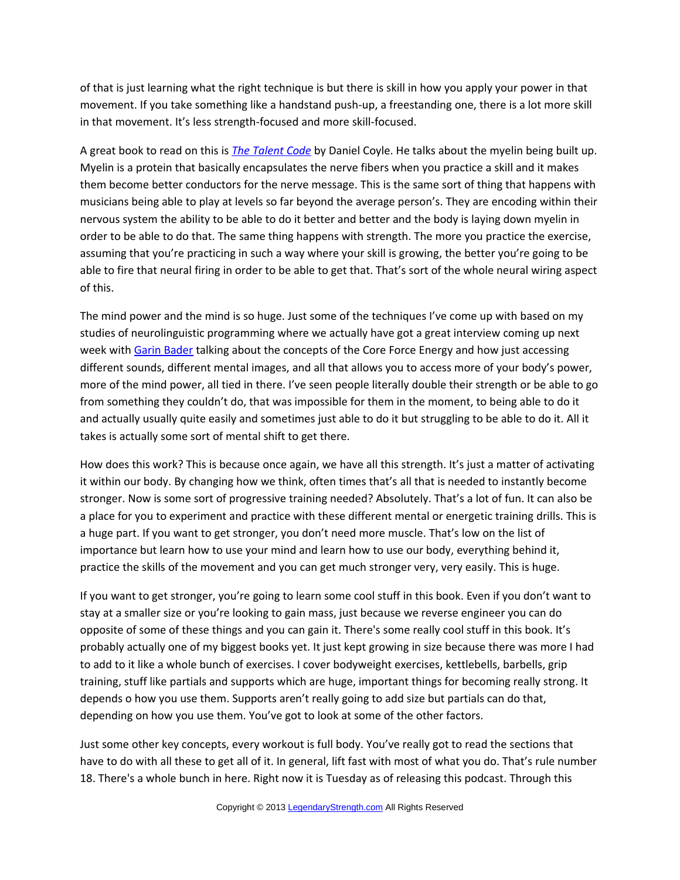of that is just learning what the right technique is but there is skill in how you apply your power in that movement. If you take something like a handstand push-up, a freestanding one, there is a lot more skill in that movement. It's less strength-focused and more skill-focused.

A great book to read on this is [*The Talent Code*]() by Daniel Coyle. He talks about the myelin being built up. Myelin is a protein that basically encapsulates the nerve fibers when you practice a skill and it makes them become better conductors for the nerve message. This is the same sort of thing that happens with musicians being able to play at levels so far beyond the average person's. They are encoding within their nervous system the ability to be able to do it better and better and the body is laying down myelin in order to be able to do that. The same thing happens with strength. The more you practice the exercise, assuming that you're practicing in such a way where your skill is growing, the better you're going to be able to fire that neural firing in order to be able to get that. That's sort of the whole neural wiring aspect of this.

The mind power and the mind is so huge. Just some of the techniques I've come up with based on my studies of neurolinguistic programming where we actually have got a great interview coming up next week with [Garin Bader]() talking about the concepts of the Core Force Energy and how just accessing different sounds, different mental images, and all that allows you to access more of your body's power, more of the mind power, all tied in there. I've seen people literally double their strength or be able to go from something they couldn't do, that was impossible for them in the moment, to being able to do it and actually usually quite easily and sometimes just able to do it but struggling to be able to do it. All it takes is actually some sort of mental shift to get there.

How does this work? This is because once again, we have all this strength. It's just a matter of activating it within our body. By changing how we think, often times that's all that is needed to instantly become stronger. Now is some sort of progressive training needed? Absolutely. That's a lot of fun. It can also be a place for you to experiment and practice with these different mental or energetic training drills. This is a huge part. If you want to get stronger, you don't need more muscle. That's low on the list of importance but learn how to use your mind and learn how to use our body, everything behind it, practice the skills of the movement and you can get much stronger very, very easily. This is huge.

If you want to get stronger, you're going to learn some cool stuff in this book. Even if you don't want to stay at a smaller size or you're looking to gain mass, just because we reverse engineer you can do opposite of some of these things and you can gain it. There's some really cool stuff in this book. It's probably actually one of my biggest books yet. It just kept growing in size because there was more I had to add to it like a whole bunch of exercises. I cover bodyweight exercises, kettlebells, barbells, grip training, stuff like partials and supports which are huge, important things for becoming really strong. It depends o how you use them. Supports aren't really going to add size but partials can do that, depending on how you use them. You've got to look at some of the other factors.

Just some other key concepts, every workout is full body. You've really got to read the sections that have to do with all these to get all of it. In general, lift fast with most of what you do. That's rule number 18. There's a whole bunch in here. Right now it is Tuesday as of releasing this podcast. Through this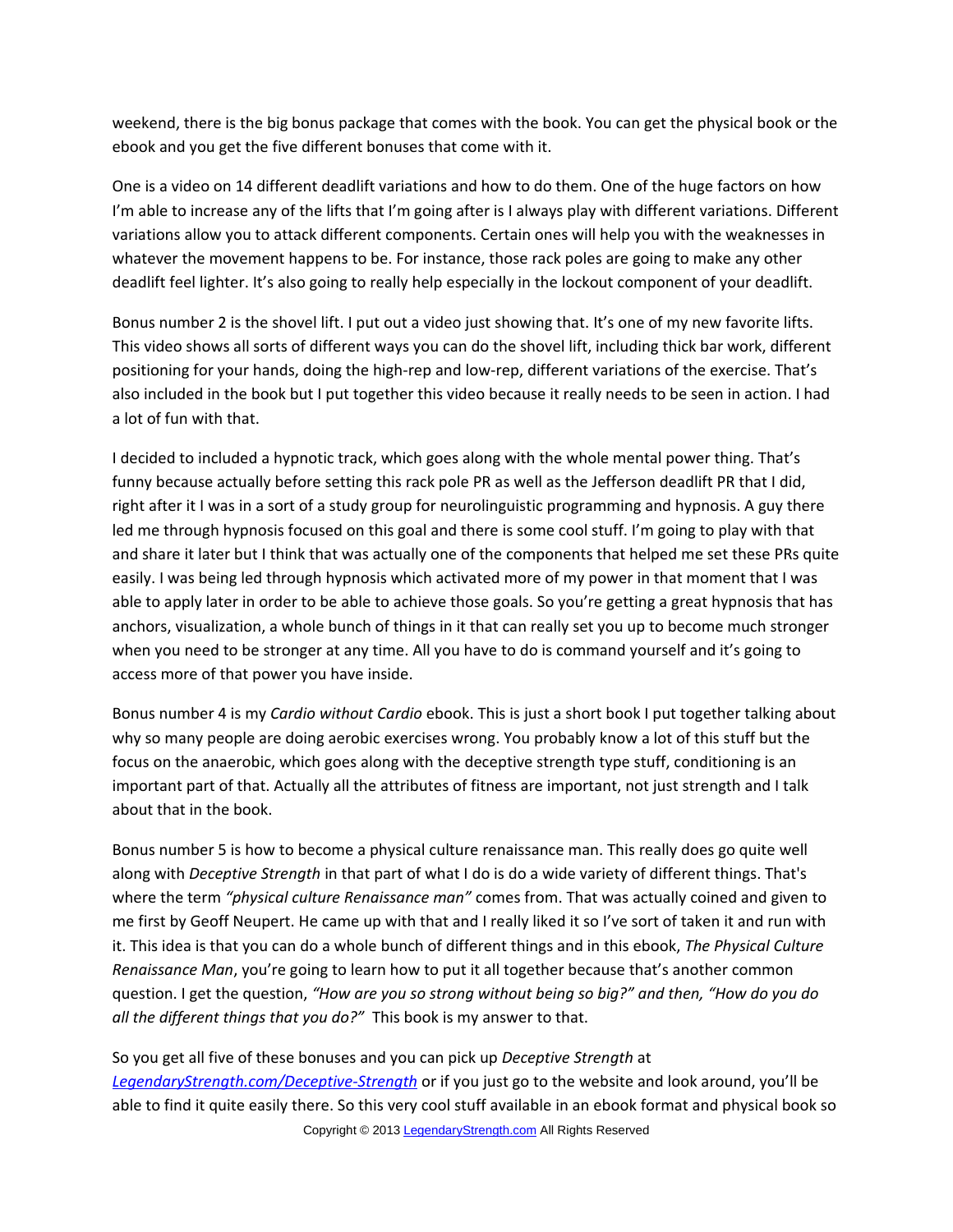weekend, there is the big bonus package that comes with the book. You can get the physical book or the ebook and you get the five different bonuses that come with it.

One is a video on 14 different deadlift variations and how to do them. One of the huge factors on how I'm able to increase any of the lifts that I'm going after is I always play with different variations. Different variations allow you to attack different components. Certain ones will help you with the weaknesses in whatever the movement happens to be. For instance, those rack poles are going to make any other deadlift feel lighter. It's also going to really help especially in the lockout component of your deadlift.

Bonus number 2 is the shovel lift. I put out a video just showing that. It's one of my new favorite lifts. This video shows all sorts of different ways you can do the shovel lift, including thick bar work, different positioning for your hands, doing the high-rep and low-rep, different variations of the exercise. That's also included in the book but I put together this video because it really needs to be seen in action. I had a lot of fun with that.

I decided to included a hypnotic track, which goes along with the whole mental power thing. That's funny because actually before setting this rack pole PR as well as the Jefferson deadlift PR that I did, right after it I was in a sort of a study group for neurolinguistic programming and hypnosis. A guy there led me through hypnosis focused on this goal and there is some cool stuff. I'm going to play with that and share it later but I think that was actually one of the components that helped me set these PRs quite easily. I was being led through hypnosis which activated more of my power in that moment that I was able to apply later in order to be able to achieve those goals. So you're getting a great hypnosis that has anchors, visualization, a whole bunch of things in it that can really set you up to become much stronger when you need to be stronger at any time. All you have to do is command yourself and it's going to access more of that power you have inside.

Bonus number 4 is my *Cardio without Cardio* ebook. This is just a short book I put together talking about why so many people are doing aerobic exercises wrong. You probably know a lot of this stuff but the focus on the anaerobic, which goes along with the deceptive strength type stuff, conditioning is an important part of that. Actually all the attributes of fitness are important, not just strength and I talk about that in the book.

Bonus number 5 is how to become a physical culture renaissance man. This really does go quite well along with *Deceptive Strength* in that part of what I do is do a wide variety of different things. That's where the term *"physical culture Renaissance man"* comes from. That was actually coined and given to me first by Geoff Neupert. He came up with that and I really liked it so I've sort of taken it and run with it. This idea is that you can do a whole bunch of different things and in this ebook, *The Physical Culture Renaissance Man*, you're going to learn how to put it all together because that's another common question. I get the question, *"How are you so strong without being so big?" and then, "How do you do all the different things that you do?"* This book is my answer to that.

So you get all five of these bonuses and you can pick up *Deceptive Strength* at *LegendaryStrength.com/Deceptive-Strength* or if you just go to the website and look around, you'll be able to find it quite easily there. So this very cool stuff available in an ebook format and physical book so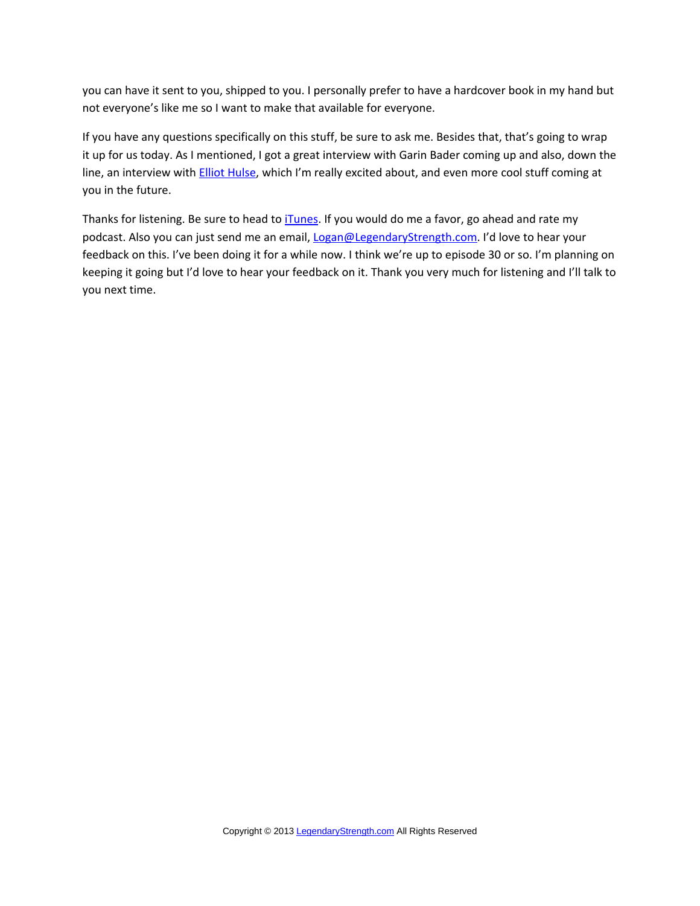you can have it sent to you, shipped to you. I personally prefer to have a hardcover book in my hand but not everyone's like me so I want to make that available for everyone.

If you have any questions specifically on this stuff, be sure to ask me. Besides that, that's going to wrap it up for us today. As I mentioned, I got a great interview with Garin Bader coming up and also, down the line, an interview with Elliot Hulse, which I'm really excited about, and even more cool stuff coming at you in the future.

Thanks for listening. Be sure to head to iTunes. If you would do me a favor, go ahead and rate my podcast. Also you can just send me an email, Logan@LegendaryStrength.com. I'd love to hear your feedback on this. I've been doing it for a while now. I think we're up to episode 30 or so. I'm planning on keeping it going but I'd love to hear your feedback on it. Thank you very much for listening and I'll talk to you next time.